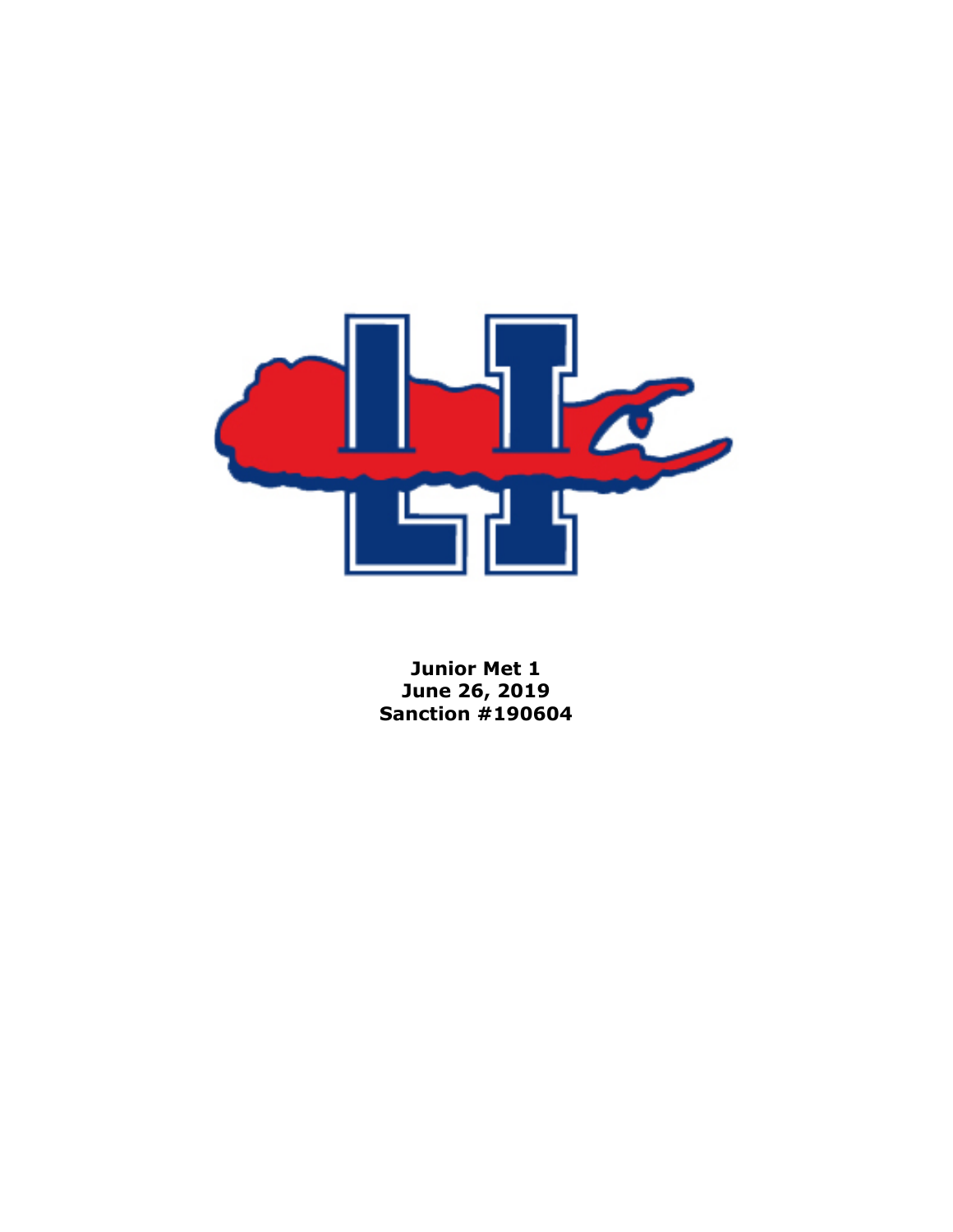**Junior Met 1**
**June 26, 2019**
**Sanction #190604**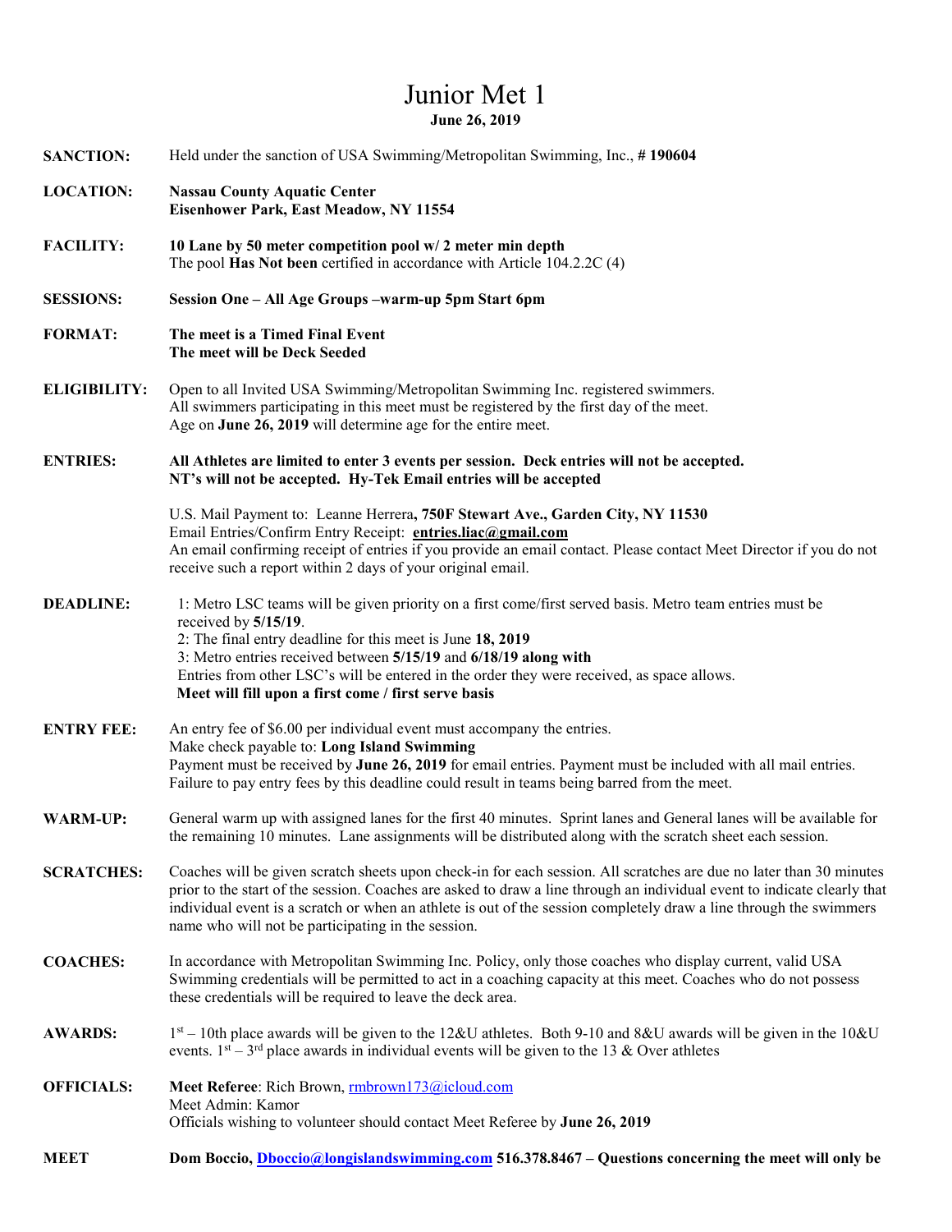# Junior Met 1

**June 26, 2019**

**SANCTION:** Held under the sanction of USA Swimming/Metropolitan Swimming, Inc., # **190604**

**LOCATION:** **Nassau County Aquatic Center**
**Eisenhower Park, East Meadow, NY 11554**

**FACILITY:** **10 Lane by 50 meter competition pool w/ 2 meter min depth**
The pool **Has Not been** certified in accordance with Article 104.2.2C (4)

**SESSIONS:** **Session One – All Age Groups –warm-up 5pm Start 6pm**

**FORMAT:** **The meet is a Timed Final Event**
**The meet will be Deck Seeded**

**ELIGIBILITY:** Open to all Invited USA Swimming/Metropolitan Swimming Inc. registered swimmers.
All swimmers participating in this meet must be registered by the first day of the meet.
Age on **June 26, 2019** will determine age for the entire meet.

**ENTRIES:** **All Athletes are limited to enter 3 events per session. Deck entries will not be accepted.**
**NT's will not be accepted. Hy-Tek Email entries will be accepted**

U.S. Mail Payment to: Leanne Herrera**, 750F Stewart Ave., Garden City, NY 11530**
Email Entries/Confirm Entry Receipt: **entries.liac@gmail.com**
An email confirming receipt of entries if you provide an email contact. Please contact Meet Director if you do not receive such a report within 2 days of your original email.

**DEADLINE:** 1: Metro LSC teams will be given priority on a first come/first served basis. Metro team entries must be received by **5/15/19**.
2: The final entry deadline for this meet is June **18, 2019**
3: Metro entries received between **5/15/19** and **6/18/19 along with**
Entries from other LSC's will be entered in the order they were received, as space allows.
**Meet will fill upon a first come / first serve basis**

**ENTRY FEE:** An entry fee of $6.00 per individual event must accompany the entries.
Make check payable to: **Long Island Swimming**
Payment must be received by **June 26, 2019** for email entries. Payment must be included with all mail entries.
Failure to pay entry fees by this deadline could result in teams being barred from the meet.

**WARM-UP:** General warm up with assigned lanes for the first 40 minutes. Sprint lanes and General lanes will be available for the remaining 10 minutes. Lane assignments will be distributed along with the scratch sheet each session.

**SCRATCHES:** Coaches will be given scratch sheets upon check-in for each session. All scratches are due no later than 30 minutes prior to the start of the session. Coaches are asked to draw a line through an individual event to indicate clearly that individual event is a scratch or when an athlete is out of the session completely draw a line through the swimmers name who will not be participating in the session.

**COACHES:** In accordance with Metropolitan Swimming Inc. Policy, only those coaches who display current, valid USA Swimming credentials will be permitted to act in a coaching capacity at this meet. Coaches who do not possess these credentials will be required to leave the deck area.

**AWARDS:** 1st – 10th place awards will be given to the 12&U athletes. Both 9-10 and 8&U awards will be given in the 10&U events. 1st – 3rd place awards in individual events will be given to the 13 & Over athletes

**OFFICIALS:** **Meet Referee**: Rich Brown, rmbrown173@icloud.com
Meet Admin: Kamor
Officials wishing to volunteer should contact Meet Referee by **June 26, 2019**

**MEET** **Dom Boccio, Dboccio@longislandswimming.com 516.378.8467 – Questions concerning the meet will only be**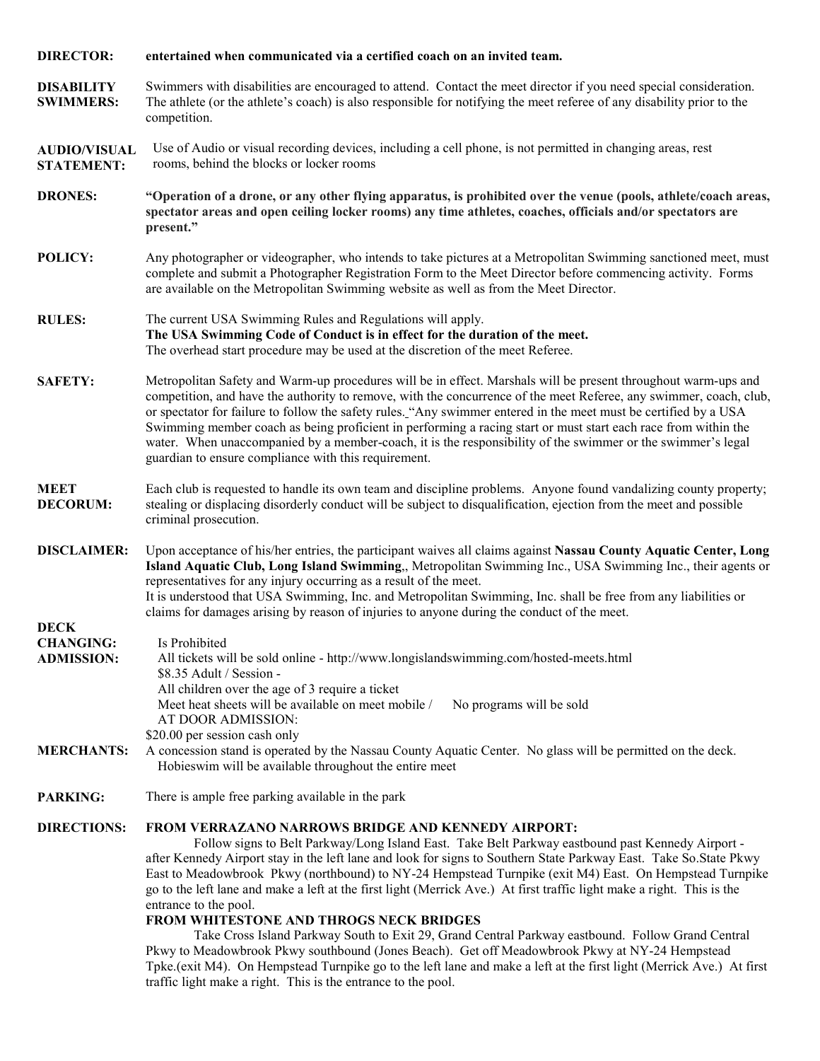**DIRECTOR:** **entertained when communicated via a certified coach on an invited team.**

**DISABILITY SWIMMERS:** Swimmers with disabilities are encouraged to attend. Contact the meet director if you need special consideration. The athlete (or the athlete's coach) is also responsible for notifying the meet referee of any disability prior to the competition.

**AUDIO/VISUAL STATEMENT:** Use of Audio or visual recording devices, including a cell phone, is not permitted in changing areas, rest rooms, behind the blocks or locker rooms

**DRONES:** **"Operation of a drone, or any other flying apparatus, is prohibited over the venue (pools, athlete/coach areas, spectator areas and open ceiling locker rooms) any time athletes, coaches, officials and/or spectators are present."**

**POLICY:** Any photographer or videographer, who intends to take pictures at a Metropolitan Swimming sanctioned meet, must complete and submit a Photographer Registration Form to the Meet Director before commencing activity. Forms are available on the Metropolitan Swimming website as well as from the Meet Director.

**RULES:** The current USA Swimming Rules and Regulations will apply.
**The USA Swimming Code of Conduct is in effect for the duration of the meet.**
The overhead start procedure may be used at the discretion of the meet Referee.

**SAFETY:** Metropolitan Safety and Warm-up procedures will be in effect. Marshals will be present throughout warm-ups and competition, and have the authority to remove, with the concurrence of the meet Referee, any swimmer, coach, club, or spectator for failure to follow the safety rules. "Any swimmer entered in the meet must be certified by a USA Swimming member coach as being proficient in performing a racing start or must start each race from within the water. When unaccompanied by a member-coach, it is the responsibility of the swimmer or the swimmer's legal guardian to ensure compliance with this requirement.

**MEET DECORUM:** Each club is requested to handle its own team and discipline problems. Anyone found vandalizing county property; stealing or displacing disorderly conduct will be subject to disqualification, ejection from the meet and possible criminal prosecution.

**DISCLAIMER:** Upon acceptance of his/her entries, the participant waives all claims against **Nassau County Aquatic Center, Long Island Aquatic Club, Long Island Swimming**,, Metropolitan Swimming Inc., USA Swimming Inc., their agents or representatives for any injury occurring as a result of the meet.
It is understood that USA Swimming, Inc. and Metropolitan Swimming, Inc. shall be free from any liabilities or claims for damages arising by reason of injuries to anyone during the conduct of the meet.

**DECK CHANGING:** Is Prohibited

**ADMISSION:** All tickets will be sold online - http://www.longislandswimming.com/hosted-meets.html
$8.35 Adult / Session -
All children over the age of 3 require a ticket
Meet heat sheets will be available on meet mobile / No programs will be sold
AT DOOR ADMISSION:
$20.00 per session cash only

**MERCHANTS:** A concession stand is operated by the Nassau County Aquatic Center. No glass will be permitted on the deck.
Hobieswim will be available throughout the entire meet

**PARKING:** There is ample free parking available in the park

**DIRECTIONS:** **FROM VERRAZANO NARROWS BRIDGE AND KENNEDY AIRPORT:**

Follow signs to Belt Parkway/Long Island East. Take Belt Parkway eastbound past Kennedy Airport - after Kennedy Airport stay in the left lane and look for signs to Southern State Parkway East. Take So.State Pkwy East to Meadowbrook Pkwy (northbound) to NY-24 Hempstead Turnpike (exit M4) East. On Hempstead Turnpike go to the left lane and make a left at the first light (Merrick Ave.) At first traffic light make a right. This is the entrance to the pool.

**FROM WHITESTONE AND THROGS NECK BRIDGES**

Take Cross Island Parkway South to Exit 29, Grand Central Parkway eastbound. Follow Grand Central Pkwy to Meadowbrook Pkwy southbound (Jones Beach). Get off Meadowbrook Pkwy at NY-24 Hempstead Tpke.(exit M4). On Hempstead Turnpike go to the left lane and make a left at the first light (Merrick Ave.) At first traffic light make a right. This is the entrance to the pool.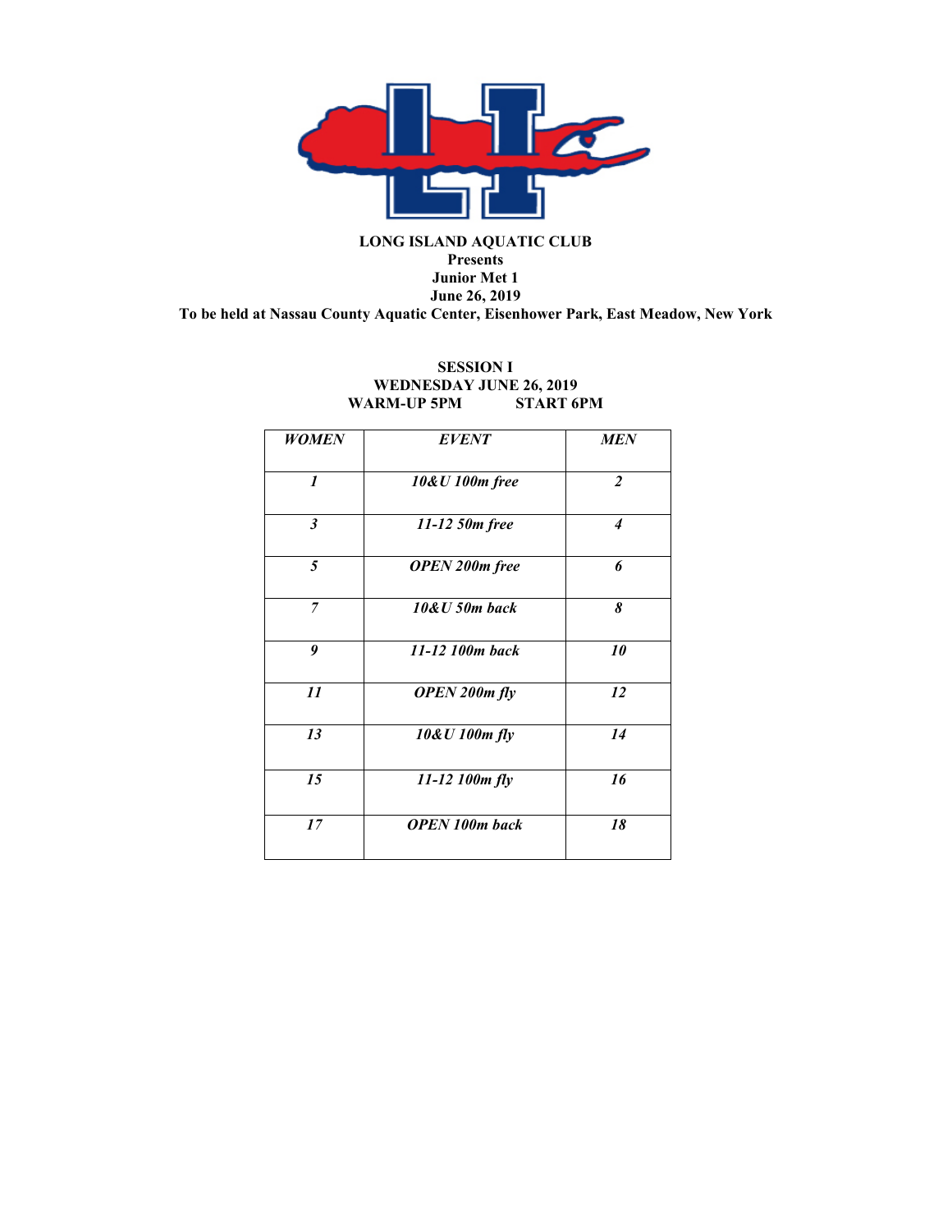**LONG ISLAND AQUATIC CLUB**
**Presents**
**Junior Met 1**
**June 26, 2019**
**To be held at Nassau County Aquatic Center, Eisenhower Park, East Meadow, New York**

**SESSION I**
**WEDNESDAY JUNE 26, 2019**
**WARM-UP 5PM START 6PM**

| *WOMEN* | *EVENT* | *MEN* |
|---|---|---|
| *1* | *10&U 100m free* | *2* |
| *3* | *11-12 50m free* | *4* |
| *5* | *OPEN 200m free* | *6* |
| *7* | *10&U 50m back* | *8* |
| *9* | *11-12 100m back* | *10* |
| *11* | *OPEN 200m fly* | *12* |
| *13* | *10&U 100m fly* | *14* |
| *15* | *11-12 100m fly* | *16* |
| *17* | *OPEN 100m back* | *18* |